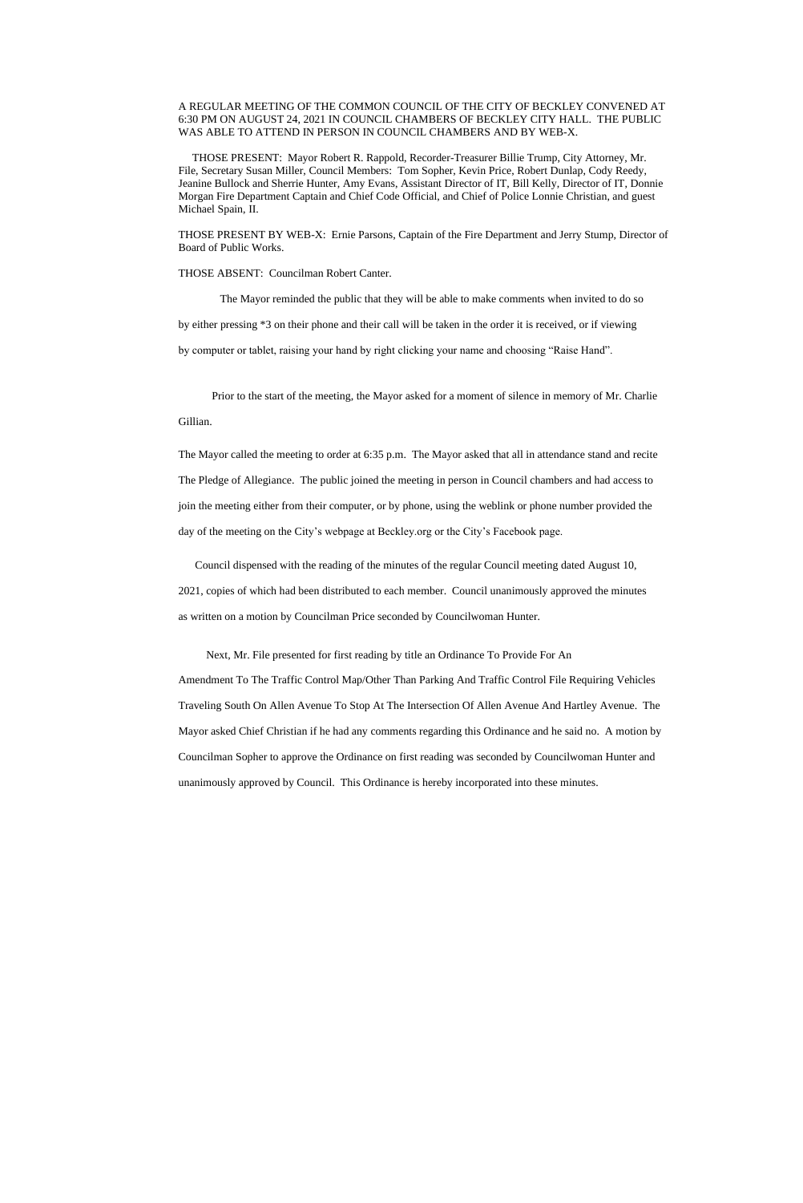A REGULAR MEETING OF THE COMMON COUNCIL OF THE CITY OF BECKLEY CONVENED AT 6:30 PM ON AUGUST 24, 2021 IN COUNCIL CHAMBERS OF BECKLEY CITY HALL. THE PUBLIC WAS ABLE TO ATTEND IN PERSON IN COUNCIL CHAMBERS AND BY WEB-X.

THOSE PRESENT: Mayor Robert R. Rappold, Recorder-Treasurer Billie Trump, City Attorney, Mr. File, Secretary Susan Miller, Council Members: Tom Sopher, Kevin Price, Robert Dunlap, Cody Reedy, Jeanine Bullock and Sherrie Hunter, Amy Evans, Assistant Director of IT, Bill Kelly, Director of IT, Donnie Morgan Fire Department Captain and Chief Code Official, and Chief of Police Lonnie Christian, and guest Michael Spain, II.

THOSE PRESENT BY WEB-X: Ernie Parsons, Captain of the Fire Department and Jerry Stump, Director of Board of Public Works.

THOSE ABSENT: Councilman Robert Canter.

The Mayor reminded the public that they will be able to make comments when invited to do so by either pressing *3 on their phone and their call will be taken in the order it is received, or if viewing by computer or tablet, raising your hand by right clicking your name and choosing "Raise Hand".

Prior to the start of the meeting, the Mayor asked for a moment of silence in memory of Mr. Charlie Gillian.

The Mayor called the meeting to order at 6:35 p.m. The Mayor asked that all in attendance stand and recite The Pledge of Allegiance. The public joined the meeting in person in Council chambers and had access to join the meeting either from their computer, or by phone, using the weblink or phone number provided the day of the meeting on the City's webpage at Beckley.org or the City's Facebook page.

Council dispensed with the reading of the minutes of the regular Council meeting dated August 10, 2021, copies of which had been distributed to each member. Council unanimously approved the minutes as written on a motion by Councilman Price seconded by Councilwoman Hunter.

Next, Mr. File presented for first reading by title an Ordinance To Provide For An Amendment To The Traffic Control Map/Other Than Parking And Traffic Control File Requiring Vehicles Traveling South On Allen Avenue To Stop At The Intersection Of Allen Avenue And Hartley Avenue. The Mayor asked Chief Christian if he had any comments regarding this Ordinance and he said no. A motion by Councilman Sopher to approve the Ordinance on first reading was seconded by Councilwoman Hunter and unanimously approved by Council. This Ordinance is hereby incorporated into these minutes.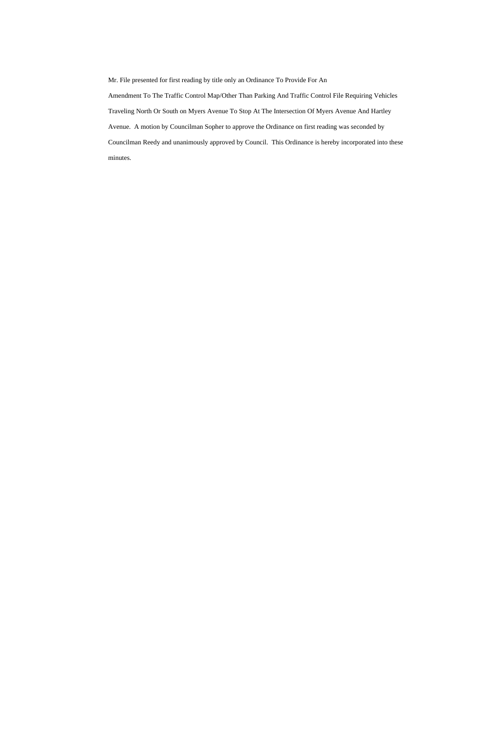Mr. File presented for first reading by title only an Ordinance To Provide For An Amendment To The Traffic Control Map/Other Than Parking And Traffic Control File Requiring Vehicles Traveling North Or South on Myers Avenue To Stop At The Intersection Of Myers Avenue And Hartley Avenue. A motion by Councilman Sopher to approve the Ordinance on first reading was seconded by Councilman Reedy and unanimously approved by Council. This Ordinance is hereby incorporated into these minutes.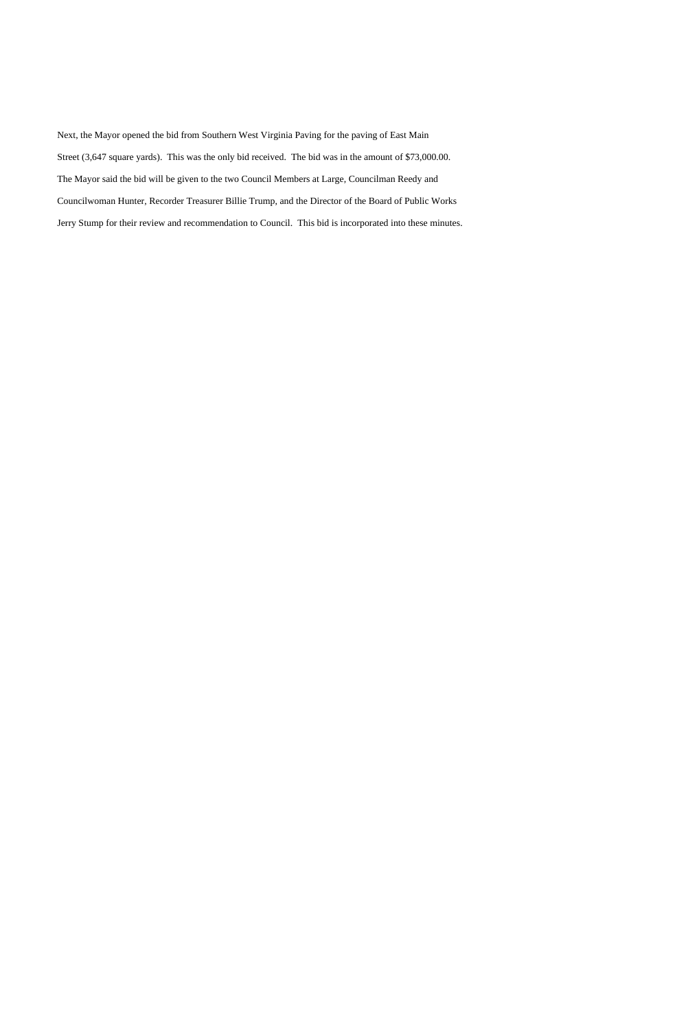Next, the Mayor opened the bid from Southern West Virginia Paving for the paving of East Main Street (3,647 square yards). This was the only bid received. The bid was in the amount of $73,000.00. The Mayor said the bid will be given to the two Council Members at Large, Councilman Reedy and Councilwoman Hunter, Recorder Treasurer Billie Trump, and the Director of the Board of Public Works Jerry Stump for their review and recommendation to Council. This bid is incorporated into these minutes.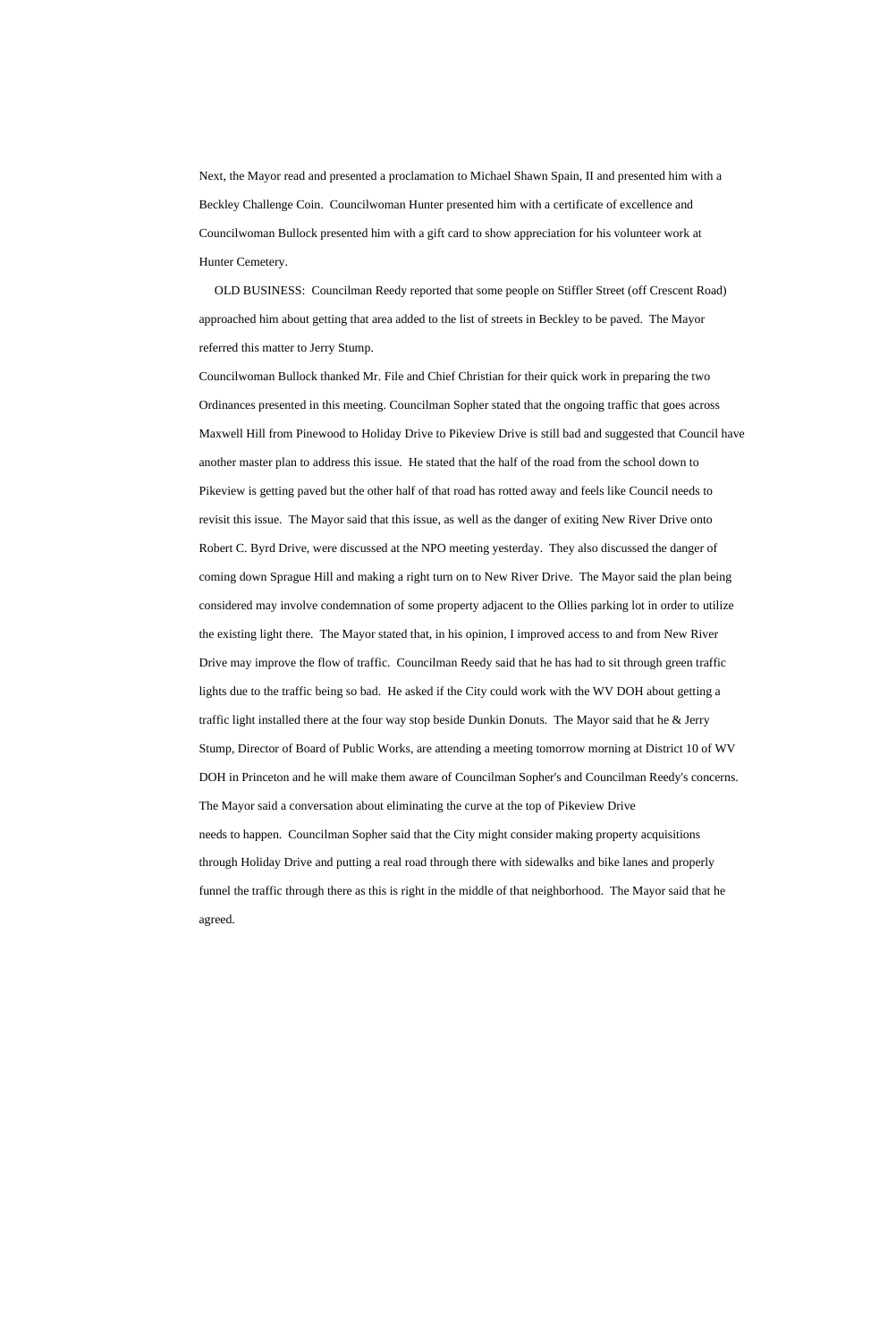Next, the Mayor read and presented a proclamation to Michael Shawn Spain, II and presented him with a Beckley Challenge Coin. Councilwoman Hunter presented him with a certificate of excellence and Councilwoman Bullock presented him with a gift card to show appreciation for his volunteer work at Hunter Cemetery.

OLD BUSINESS: Councilman Reedy reported that some people on Stiffler Street (off Crescent Road) approached him about getting that area added to the list of streets in Beckley to be paved. The Mayor referred this matter to Jerry Stump.

Councilwoman Bullock thanked Mr. File and Chief Christian for their quick work in preparing the two Ordinances presented in this meeting. Councilman Sopher stated that the ongoing traffic that goes across Maxwell Hill from Pinewood to Holiday Drive to Pikeview Drive is still bad and suggested that Council have another master plan to address this issue. He stated that the half of the road from the school down to Pikeview is getting paved but the other half of that road has rotted away and feels like Council needs to revisit this issue. The Mayor said that this issue, as well as the danger of exiting New River Drive onto Robert C. Byrd Drive, were discussed at the NPO meeting yesterday. They also discussed the danger of coming down Sprague Hill and making a right turn on to New River Drive. The Mayor said the plan being considered may involve condemnation of some property adjacent to the Ollies parking lot in order to utilize the existing light there. The Mayor stated that, in his opinion, I improved access to and from New River Drive may improve the flow of traffic. Councilman Reedy said that he has had to sit through green traffic lights due to the traffic being so bad. He asked if the City could work with the WV DOH about getting a traffic light installed there at the four way stop beside Dunkin Donuts. The Mayor said that he & Jerry Stump, Director of Board of Public Works, are attending a meeting tomorrow morning at District 10 of WV DOH in Princeton and he will make them aware of Councilman Sopher's and Councilman Reedy's concerns. The Mayor said a conversation about eliminating the curve at the top of Pikeview Drive needs to happen. Councilman Sopher said that the City might consider making property acquisitions through Holiday Drive and putting a real road through there with sidewalks and bike lanes and properly funnel the traffic through there as this is right in the middle of that neighborhood. The Mayor said that he agreed.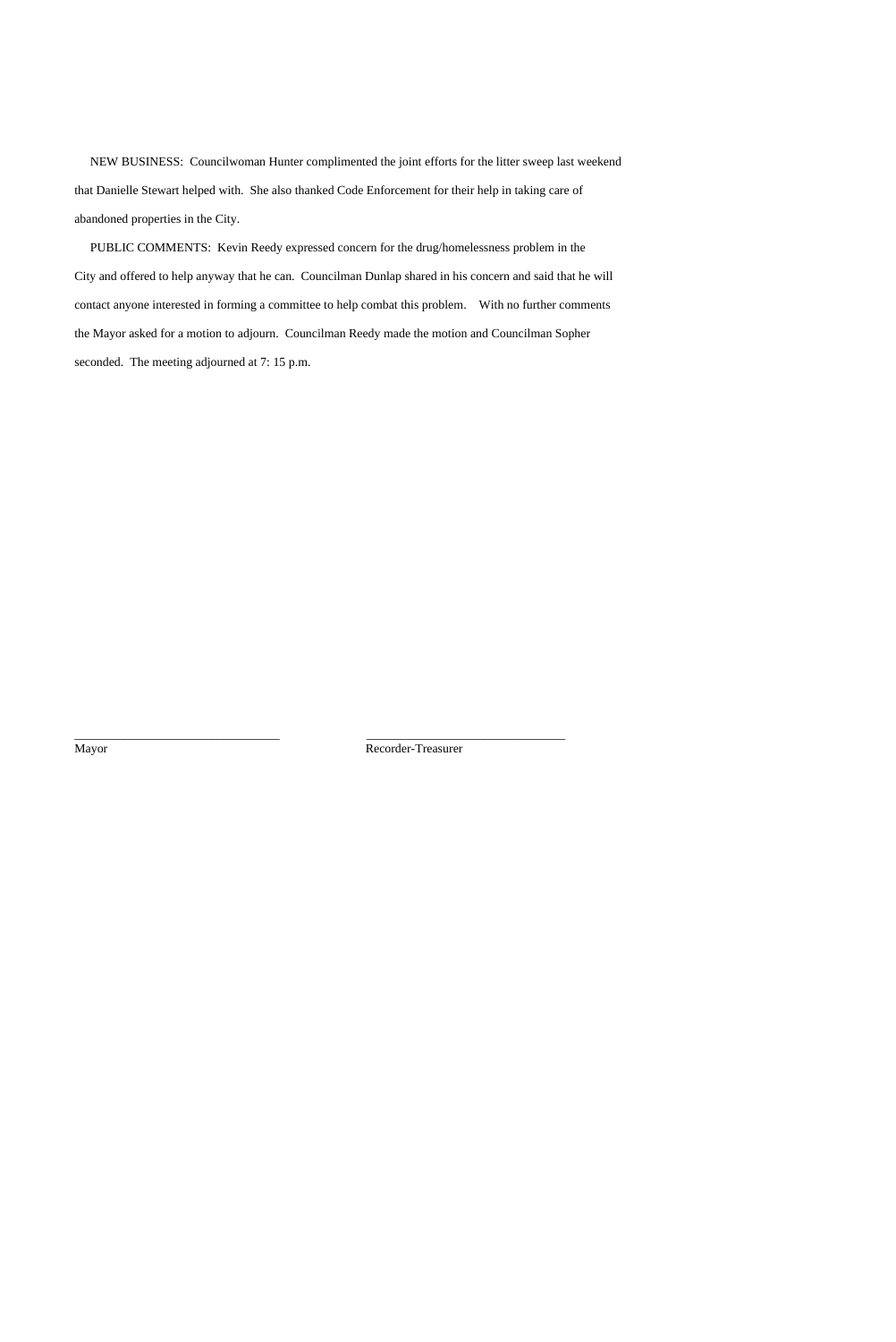NEW BUSINESS: Councilwoman Hunter complimented the joint efforts for the litter sweep last weekend that Danielle Stewart helped with. She also thanked Code Enforcement for their help in taking care of abandoned properties in the City.

PUBLIC COMMENTS: Kevin Reedy expressed concern for the drug/homelessness problem in the City and offered to help anyway that he can. Councilman Dunlap shared in his concern and said that he will contact anyone interested in forming a committee to help combat this problem. With no further comments the Mayor asked for a motion to adjourn. Councilman Reedy made the motion and Councilman Sopher seconded. The meeting adjourned at 7: 15 p.m.

\_\_\_\_\_\_\_\_\_\_\_\_\_\_\_\_\_\_\_\_\_\_\_\_\_\_\_\_\_\_\_\_ \_\_\_\_\_\_\_\_\_\_\_\_\_\_\_\_\_\_\_\_\_\_\_\_\_\_\_\_\_\_\_\_

Mayor Recorder-Treasurer